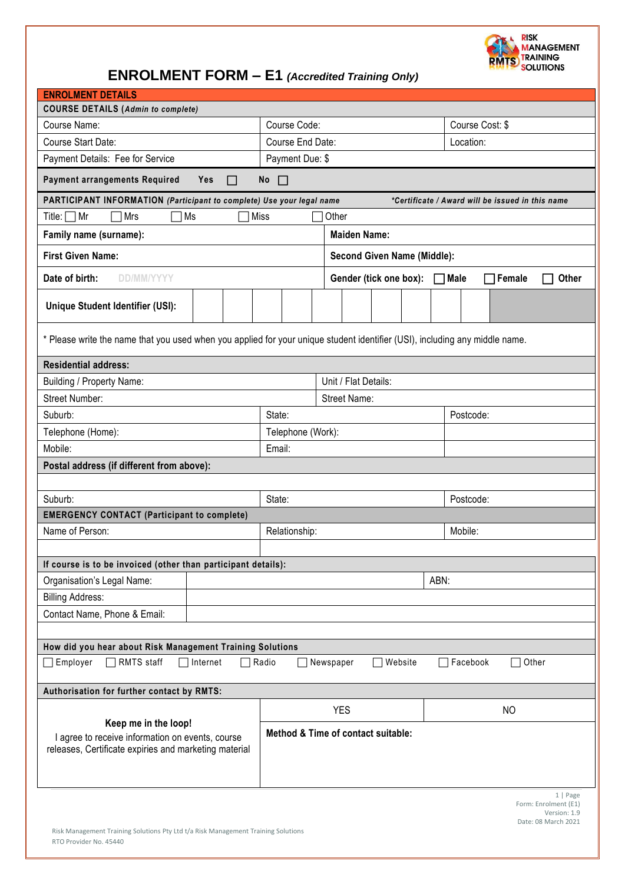RISK MANAGEMENT TRAINING SOLUTIONS

# ENROLMENT FORM – E1 *(Accredited Training Only)*

**ENROLMENT DETAILS**

**COURSE DETAILS (*Admin to complete*)**

| Course Name: | Course Code: | Course Cost: $ |
|---|---|---|
| Course Start Date: | Course End Date: | Location: |
| Payment Details: Fee for Service | Payment Due: $ | |

**Payment arrangements Required** Yes ☐ No ☐

**PARTICIPANT INFORMATION** *(Participant to complete) Use your legal name* *\*Certificate / Award will be issued in this name*

Title: ☐ Mr ☐ Mrs ☐ Ms ☐ Miss ☐ Other

| **Family name (surname):** | **Maiden Name:** |
|---|---|
| **First Given Name:** | **Second Given Name (Middle):** |
| **Date of birth:** DD/MM/YYYY | **Gender (tick one box):** ☐ **Male** ☐ **Female** ☐ **Other** |

| **Unique Student Identifier (USI):** | | | | | | | | | | | |
|---|---|---|---|---|---|---|---|---|---|---|---|

\* Please write the name that you used when you applied for your unique student identifier (USI), including any middle name.

**Residential address:**

| Building / Property Name: | Unit / Flat Details: | |
|---|---|---|
| Street Number: | Street Name: | |
| Suburb: | State: | Postcode: |
| Telephone (Home): | Telephone (Work): | |
| Mobile: | Email: | |

**Postal address (if different from above):**

| | | |
|---|---|---|
| Suburb: | State: | Postcode: |

**EMERGENCY CONTACT (Participant to complete)**

| Name of Person: | Relationship: | Mobile: |
|---|---|---|

**If course is to be invoiced (other than participant details):**

| Organisation's Legal Name: | | ABN: |
|---|---|---|
| Billing Address: | | |
| Contact Name, Phone & Email: | | |

**How did you hear about Risk Management Training Solutions**

☐ Employer ☐ RMTS staff ☐ Internet ☐ Radio ☐ Newspaper ☐ Website ☐ Facebook ☐ Other

**Authorisation for further contact by RMTS:**

| **Keep me in the loop!** I agree to receive information on events, course releases, Certificate expiries and marketing material | YES | NO |
|---|---|---|
| | **Method & Time of contact suitable:** | |

Form: Enrolment (E1)
Version: 1.9
Date: 08 March 2021

Risk Management Training Solutions Pty Ltd t/a Risk Management Training Solutions
RTO Provider No. 45440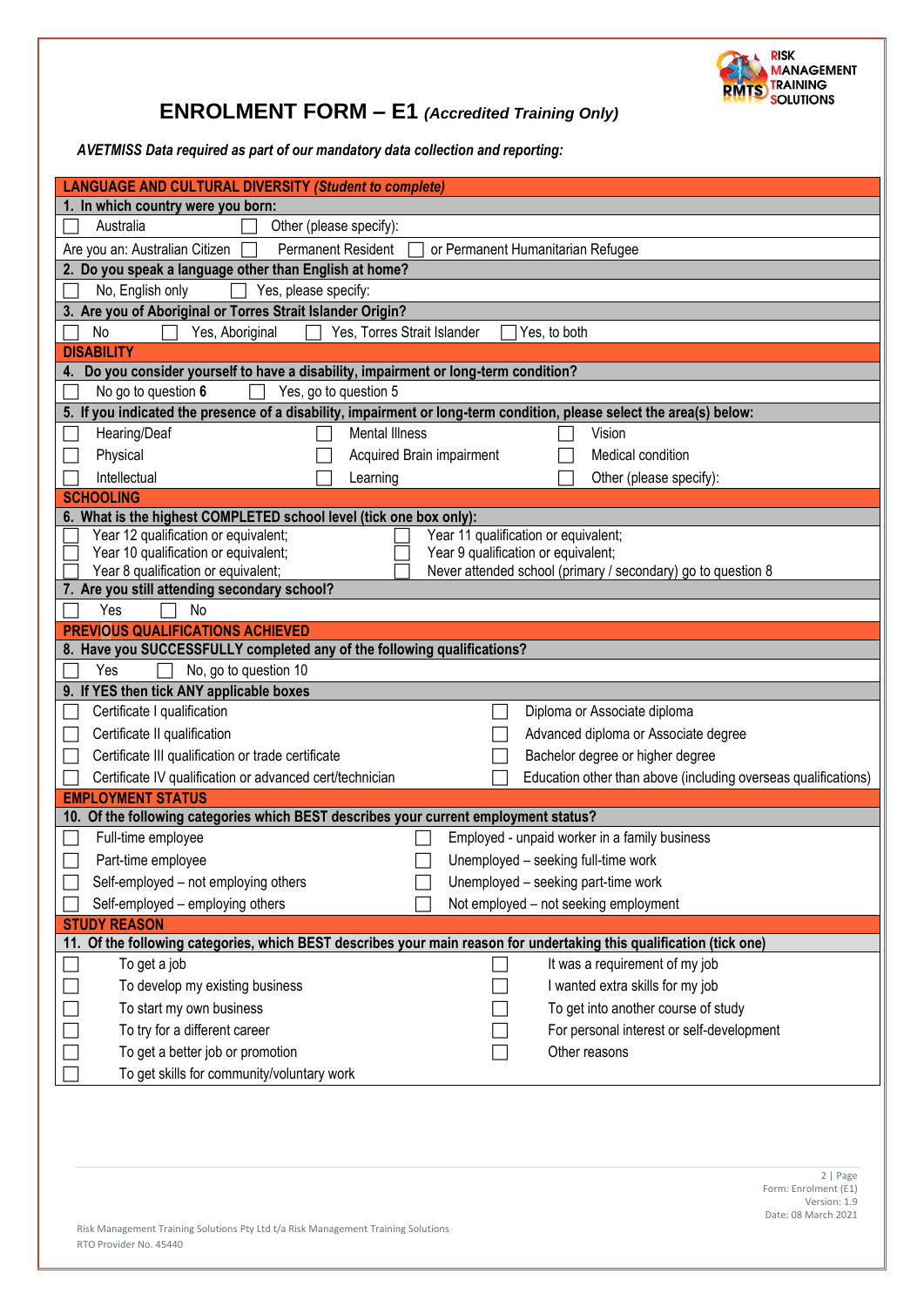# ENROLMENT FORM – E1 *(Accredited Training Only)*

***AVETMISS Data required as part of our mandatory data collection and reporting:***

## LANGUAGE AND CULTURAL DIVERSITY *(Student to complete)*

**1. In which country were you born:**

☐ Australia ☐ Other (please specify):

Are you an: Australian Citizen ☐ Permanent Resident ☐ or Permanent Humanitarian Refugee

**2. Do you speak a language other than English at home?**

☐ No, English only ☐ Yes, please specify:

**3. Are you of Aboriginal or Torres Strait Islander Origin?**

☐ No ☐ Yes, Aboriginal ☐ Yes, Torres Strait Islander ☐ Yes, to both

## DISABILITY

**4. Do you consider yourself to have a disability, impairment or long-term condition?**

☐ No go to question **6** ☐ Yes, go to question 5

**5. If you indicated the presence of a disability, impairment or long-term condition, please select the area(s) below:**

| | | |
|---|---|---|
| ☐ Hearing/Deaf | ☐ Mental Illness | ☐ Vision |
| ☐ Physical | ☐ Acquired Brain impairment | ☐ Medical condition |
| ☐ Intellectual | ☐ Learning | ☐ Other (please specify): |

## SCHOOLING

**6. What is the highest COMPLETED school level (tick one box only):**

| | |
|---|---|
| ☐ Year 12 qualification or equivalent; | ☐ Year 11 qualification or equivalent; |
| ☐ Year 10 qualification or equivalent; | ☐ Year 9 qualification or equivalent; |
| ☐ Year 8 qualification or equivalent; | ☐ Never attended school (primary / secondary) go to question 8 |

**7. Are you still attending secondary school?**

☐ Yes ☐ No

## PREVIOUS QUALIFICATIONS ACHIEVED

**8. Have you SUCCESSFULLY completed any of the following qualifications?**

☐ Yes ☐ No, go to question 10

**9. If YES then tick ANY applicable boxes**

| | |
|---|---|
| ☐ Certificate I qualification | ☐ Diploma or Associate diploma |
| ☐ Certificate II qualification | ☐ Advanced diploma or Associate degree |
| ☐ Certificate III qualification or trade certificate | ☐ Bachelor degree or higher degree |
| ☐ Certificate IV qualification or advanced cert/technician | ☐ Education other than above (including overseas qualifications) |

## EMPLOYMENT STATUS

**10. Of the following categories which BEST describes your current employment status?**

| | |
|---|---|
| ☐ Full-time employee | ☐ Employed - unpaid worker in a family business |
| ☐ Part-time employee | ☐ Unemployed – seeking full-time work |
| ☐ Self-employed – not employing others | ☐ Unemployed – seeking part-time work |
| ☐ Self-employed – employing others | ☐ Not employed – not seeking employment |

## STUDY REASON

**11. Of the following categories, which BEST describes your main reason for undertaking this qualification (tick one)**

| | |
|---|---|
| ☐ To get a job | ☐ It was a requirement of my job |
| ☐ To develop my existing business | ☐ I wanted extra skills for my job |
| ☐ To start my own business | ☐ To get into another course of study |
| ☐ To try for a different career | ☐ For personal interest or self-development |
| ☐ To get a better job or promotion | ☐ Other reasons |
| ☐ To get skills for community/voluntary work | |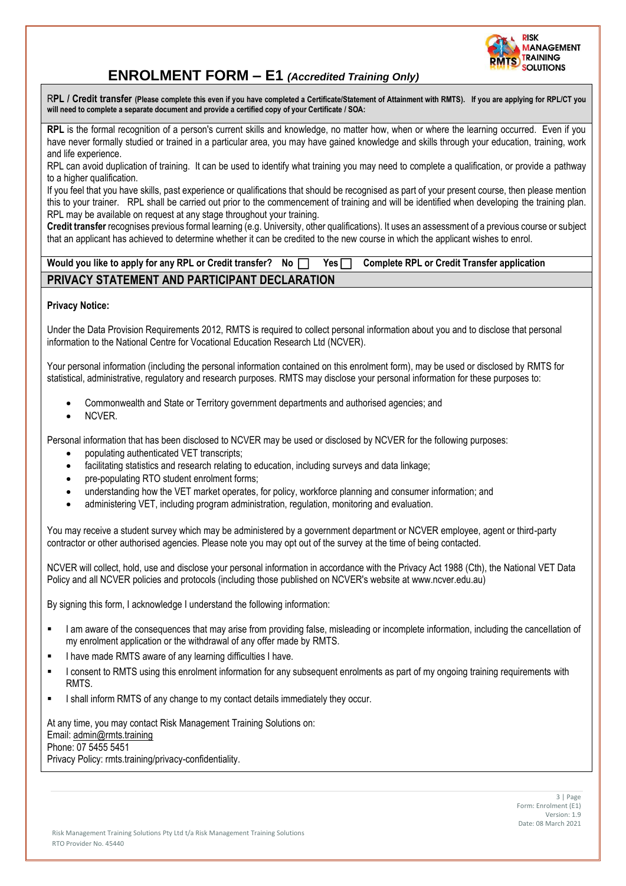# ENROLMENT FORM – E1 *(Accredited Training Only)*

**RPL / Credit transfer** **(Please complete this even if you have completed a Certificate/Statement of Attainment with RMTS). If you are applying for RPL/CT you will need to complete a separate document and provide a certified copy of your Certificate / SOA:**

**RPL** is the formal recognition of a person's current skills and knowledge, no matter how, when or where the learning occurred. Even if you have never formally studied or trained in a particular area, you may have gained knowledge and skills through your education, training, work and life experience.

RPL can avoid duplication of training. It can be used to identify what training you may need to complete a qualification, or provide a pathway to a higher qualification.

If you feel that you have skills, past experience or qualifications that should be recognised as part of your present course, then please mention this to your trainer. RPL shall be carried out prior to the commencement of training and will be identified when developing the training plan. RPL may be available on request at any stage throughout your training.

**Credit transfer** recognises previous formal learning (e.g. University, other qualifications). It uses an assessment of a previous course or subject that an applicant has achieved to determine whether it can be credited to the new course in which the applicant wishes to enrol.

**Would you like to apply for any RPL or Credit transfer? No ☐ Yes ☐ Complete RPL or Credit Transfer application**

## PRIVACY STATEMENT AND PARTICIPANT DECLARATION

**Privacy Notice:**

Under the Data Provision Requirements 2012, RMTS is required to collect personal information about you and to disclose that personal information to the National Centre for Vocational Education Research Ltd (NCVER).

Your personal information (including the personal information contained on this enrolment form), may be used or disclosed by RMTS for statistical, administrative, regulatory and research purposes. RMTS may disclose your personal information for these purposes to:

- Commonwealth and State or Territory government departments and authorised agencies; and
- NCVER.

Personal information that has been disclosed to NCVER may be used or disclosed by NCVER for the following purposes:

- populating authenticated VET transcripts;
- facilitating statistics and research relating to education, including surveys and data linkage;
- pre-populating RTO student enrolment forms;
- understanding how the VET market operates, for policy, workforce planning and consumer information; and
- administering VET, including program administration, regulation, monitoring and evaluation.

You may receive a student survey which may be administered by a government department or NCVER employee, agent or third-party contractor or other authorised agencies. Please note you may opt out of the survey at the time of being contacted.

NCVER will collect, hold, use and disclose your personal information in accordance with the Privacy Act 1988 (Cth), the National VET Data Policy and all NCVER policies and protocols (including those published on NCVER's website at www.ncver.edu.au)

By signing this form, I acknowledge I understand the following information:

- I am aware of the consequences that may arise from providing false, misleading or incomplete information, including the cancellation of my enrolment application or the withdrawal of any offer made by RMTS.
- I have made RMTS aware of any learning difficulties I have.
- I consent to RMTS using this enrolment information for any subsequent enrolments as part of my ongoing training requirements with RMTS.
- I shall inform RMTS of any change to my contact details immediately they occur.

At any time, you may contact Risk Management Training Solutions on:
Email: admin@rmts.training
Phone: 07 5455 5451
Privacy Policy: rmts.training/privacy-confidentiality.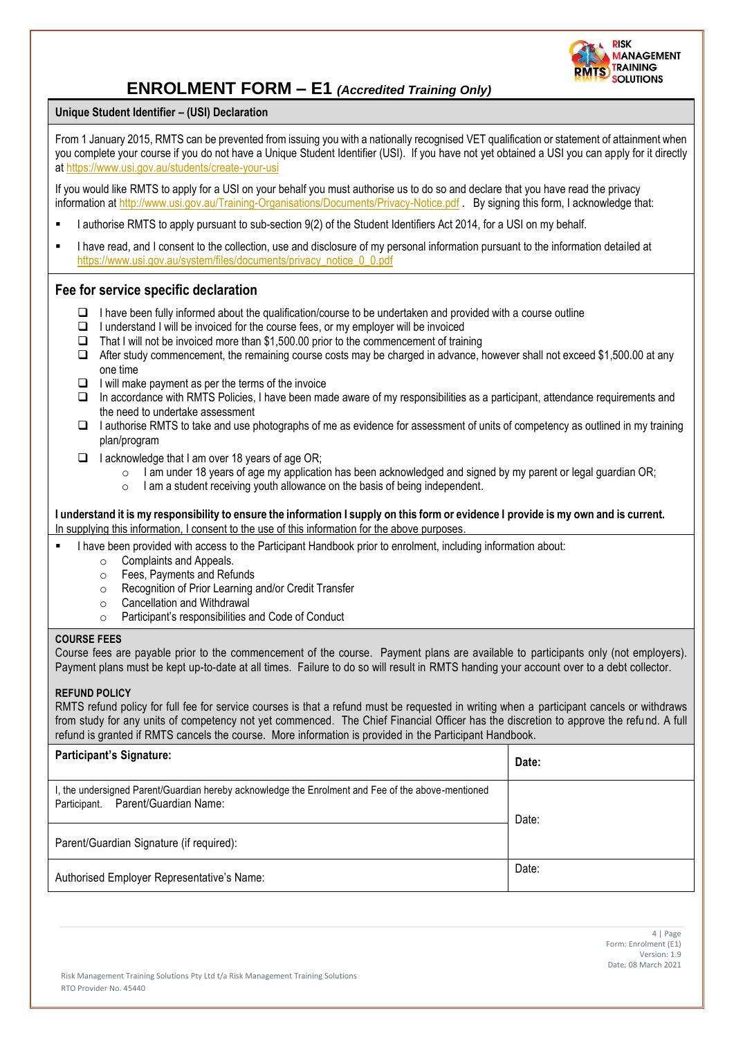# ENROLMENT FORM – E1 *(Accredited Training Only)*

**Unique Student Identifier – (USI) Declaration**

From 1 January 2015, RMTS can be prevented from issuing you with a nationally recognised VET qualification or statement of attainment when you complete your course if you do not have a Unique Student Identifier (USI). If you have not yet obtained a USI you can apply for it directly at https://www.usi.gov.au/students/create-your-usi

If you would like RMTS to apply for a USI on your behalf you must authorise us to do so and declare that you have read the privacy information at http://www.usi.gov.au/Training-Organisations/Documents/Privacy-Notice.pdf . By signing this form, I acknowledge that:

- I authorise RMTS to apply pursuant to sub-section 9(2) of the Student Identifiers Act 2014, for a USI on my behalf.
- I have read, and I consent to the collection, use and disclosure of my personal information pursuant to the information detailed at https://www.usi.gov.au/system/files/documents/privacy_notice_0_0.pdf

## Fee for service specific declaration

- ☐ I have been fully informed about the qualification/course to be undertaken and provided with a course outline
- ☐ I understand I will be invoiced for the course fees, or my employer will be invoiced
- ☐ That I will not be invoiced more than $1,500.00 prior to the commencement of training
- ☐ After study commencement, the remaining course costs may be charged in advance, however shall not exceed $1,500.00 at any one time
- ☐ I will make payment as per the terms of the invoice
- ☐ In accordance with RMTS Policies, I have been made aware of my responsibilities as a participant, attendance requirements and the need to undertake assessment
- ☐ I authorise RMTS to take and use photographs of me as evidence for assessment of units of competency as outlined in my training plan/program
- ☐ I acknowledge that I am over 18 years of age OR;
  - I am under 18 years of age my application has been acknowledged and signed by my parent or legal guardian OR;
  - I am a student receiving youth allowance on the basis of being independent.

**I understand it is my responsibility to ensure the information I supply on this form or evidence I provide is my own and is current.**
In supplying this information, I consent to the use of this information for the above purposes.

- I have been provided with access to the Participant Handbook prior to enrolment, including information about:
  - Complaints and Appeals.
  - Fees, Payments and Refunds
  - Recognition of Prior Learning and/or Credit Transfer
  - Cancellation and Withdrawal
  - Participant's responsibilities and Code of Conduct

**COURSE FEES**
Course fees are payable prior to the commencement of the course. Payment plans are available to participants only (not employers). Payment plans must be kept up-to-date at all times. Failure to do so will result in RMTS handing your account over to a debt collector.

**REFUND POLICY**
RMTS refund policy for full fee for service courses is that a refund must be requested in writing when a participant cancels or withdraws from study for any units of competency not yet commenced. The Chief Financial Officer has the discretion to approve the refund. A full refund is granted if RMTS cancels the course. More information is provided in the Participant Handbook.

| | |
|---|---|
| **Participant's Signature:** | **Date:** |
| I, the undersigned Parent/Guardian hereby acknowledge the Enrolment and Fee of the above-mentioned Participant. Parent/Guardian Name: | Date: |
| Parent/Guardian Signature (if required): | |
| Authorised Employer Representative's Name: | Date: |

Form: Enrolment (E1)
Version: 1.9
Date: 08 March 2021

Risk Management Training Solutions Pty Ltd t/a Risk Management Training Solutions
RTO Provider No. 45440